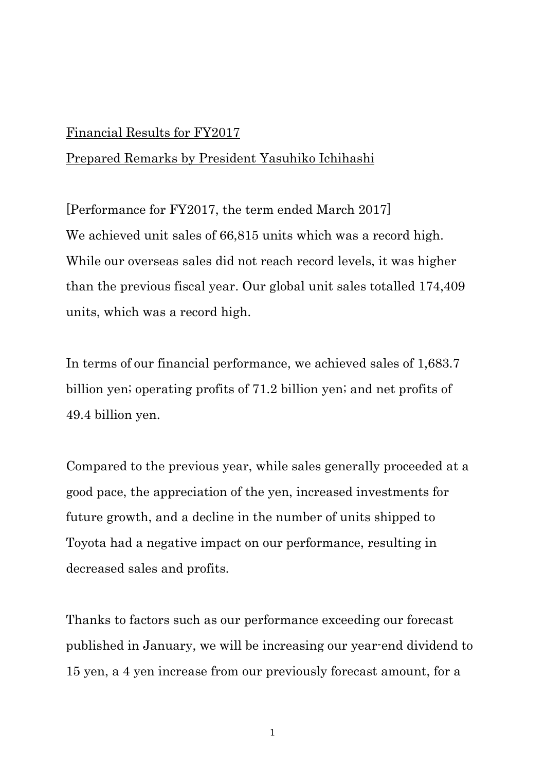Financial Results for FY2017

Prepared Remarks by President Yasuhiko Ichihashi

[Performance for FY2017, the term ended March 2017]

We achieved unit sales of 66,815 units which was a record high. While our overseas sales did not reach record levels, it was higher than the previous fiscal year. Our global unit sales totalled 174,409 units, which was a record high.

In terms of our financial performance, we achieved sales of 1,683.7 billion yen; operating profits of 71.2 billion yen; and net profits of 49.4 billion yen.

Compared to the previous year, while sales generally proceeded at a good pace, the appreciation of the yen, increased investments for future growth, and a decline in the number of units shipped to Toyota had a negative impact on our performance, resulting in decreased sales and profits.

Thanks to factors such as our performance exceeding our forecast published in January, we will be increasing our year-end dividend to 15 yen, a 4 yen increase from our previously forecast amount, for a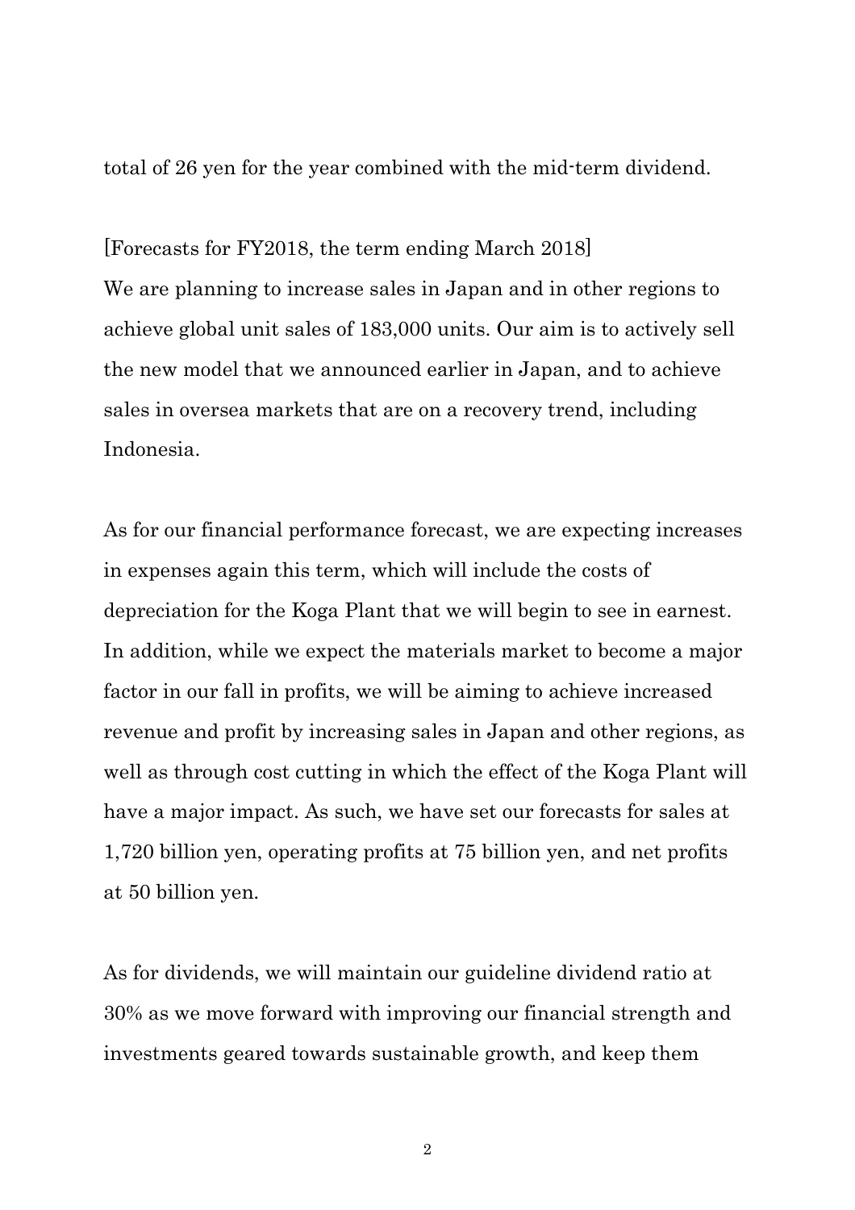total of 26 yen for the year combined with the mid-term dividend.

[Forecasts for FY2018, the term ending March 2018]
We are planning to increase sales in Japan and in other regions to achieve global unit sales of 183,000 units. Our aim is to actively sell the new model that we announced earlier in Japan, and to achieve sales in oversea markets that are on a recovery trend, including Indonesia.

As for our financial performance forecast, we are expecting increases in expenses again this term, which will include the costs of depreciation for the Koga Plant that we will begin to see in earnest. In addition, while we expect the materials market to become a major factor in our fall in profits, we will be aiming to achieve increased revenue and profit by increasing sales in Japan and other regions, as well as through cost cutting in which the effect of the Koga Plant will have a major impact. As such, we have set our forecasts for sales at 1,720 billion yen, operating profits at 75 billion yen, and net profits at 50 billion yen.

As for dividends, we will maintain our guideline dividend ratio at 30% as we move forward with improving our financial strength and investments geared towards sustainable growth, and keep them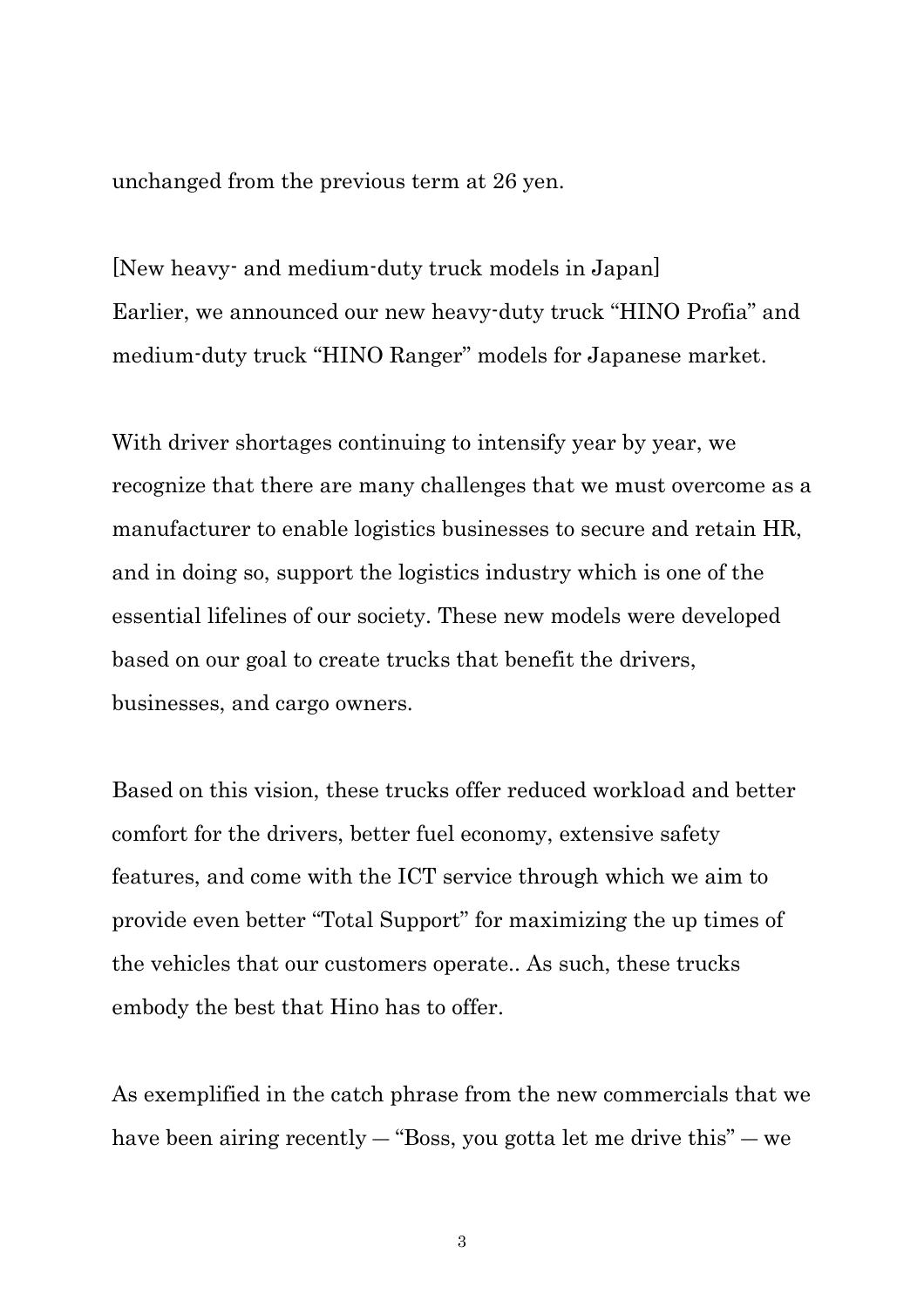unchanged from the previous term at 26 yen.

[New heavy- and medium-duty truck models in Japan]
Earlier, we announced our new heavy-duty truck "HINO Profia" and medium-duty truck "HINO Ranger" models for Japanese market.

With driver shortages continuing to intensify year by year, we recognize that there are many challenges that we must overcome as a manufacturer to enable logistics businesses to secure and retain HR, and in doing so, support the logistics industry which is one of the essential lifelines of our society. These new models were developed based on our goal to create trucks that benefit the drivers, businesses, and cargo owners.

Based on this vision, these trucks offer reduced workload and better comfort for the drivers, better fuel economy, extensive safety features, and come with the ICT service through which we aim to provide even better "Total Support" for maximizing the up times of the vehicles that our customers operate.. As such, these trucks embody the best that Hino has to offer.

As exemplified in the catch phrase from the new commercials that we have been airing recently — "Boss, you gotta let me drive this" — we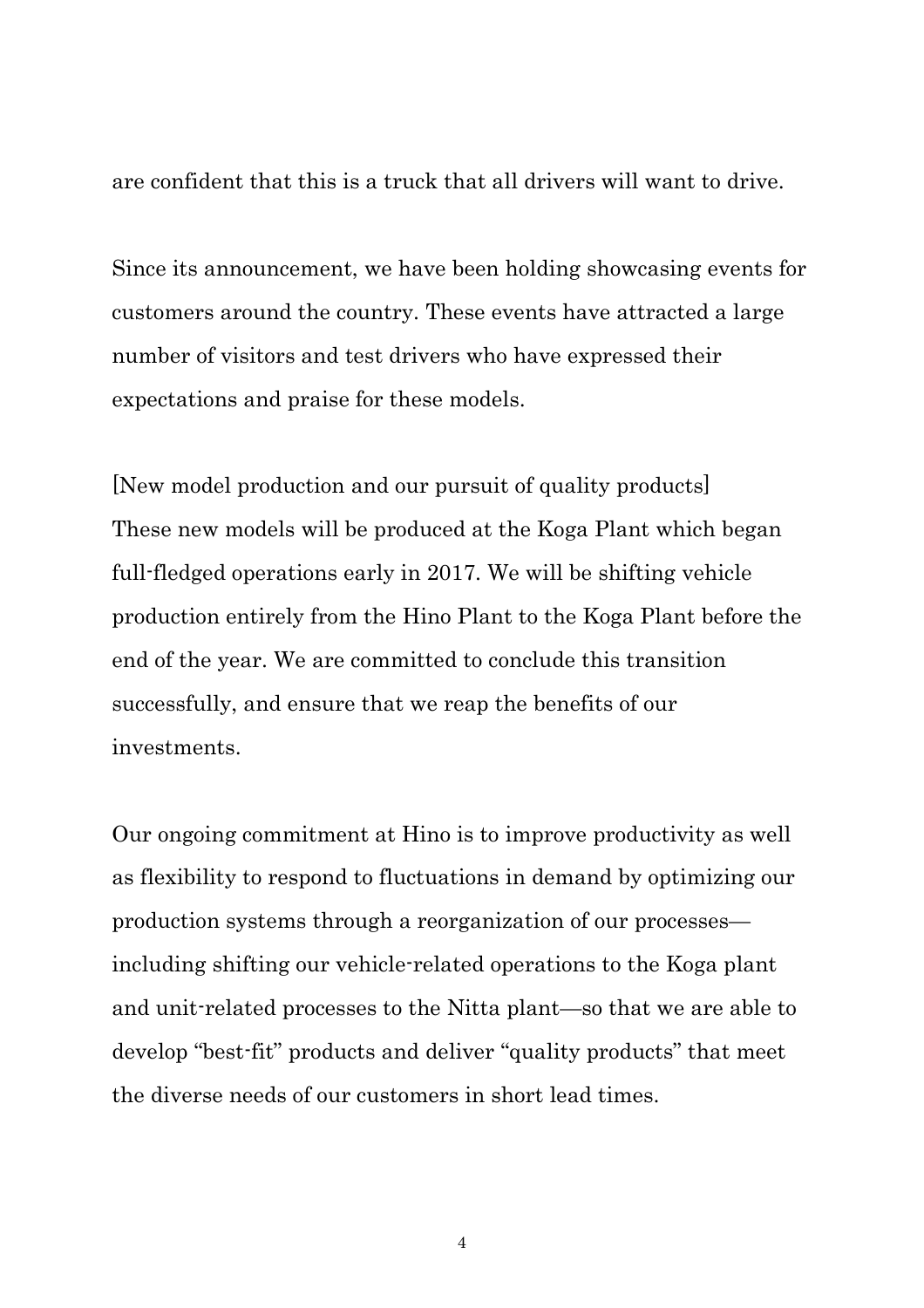are confident that this is a truck that all drivers will want to drive.

Since its announcement, we have been holding showcasing events for customers around the country. These events have attracted a large number of visitors and test drivers who have expressed their expectations and praise for these models.

[New model production and our pursuit of quality products]
These new models will be produced at the Koga Plant which began full-fledged operations early in 2017. We will be shifting vehicle production entirely from the Hino Plant to the Koga Plant before the end of the year. We are committed to conclude this transition successfully, and ensure that we reap the benefits of our investments.

Our ongoing commitment at Hino is to improve productivity as well as flexibility to respond to fluctuations in demand by optimizing our production systems through a reorganization of our processes—including shifting our vehicle-related operations to the Koga plant and unit-related processes to the Nitta plant—so that we are able to develop "best-fit" products and deliver "quality products" that meet the diverse needs of our customers in short lead times.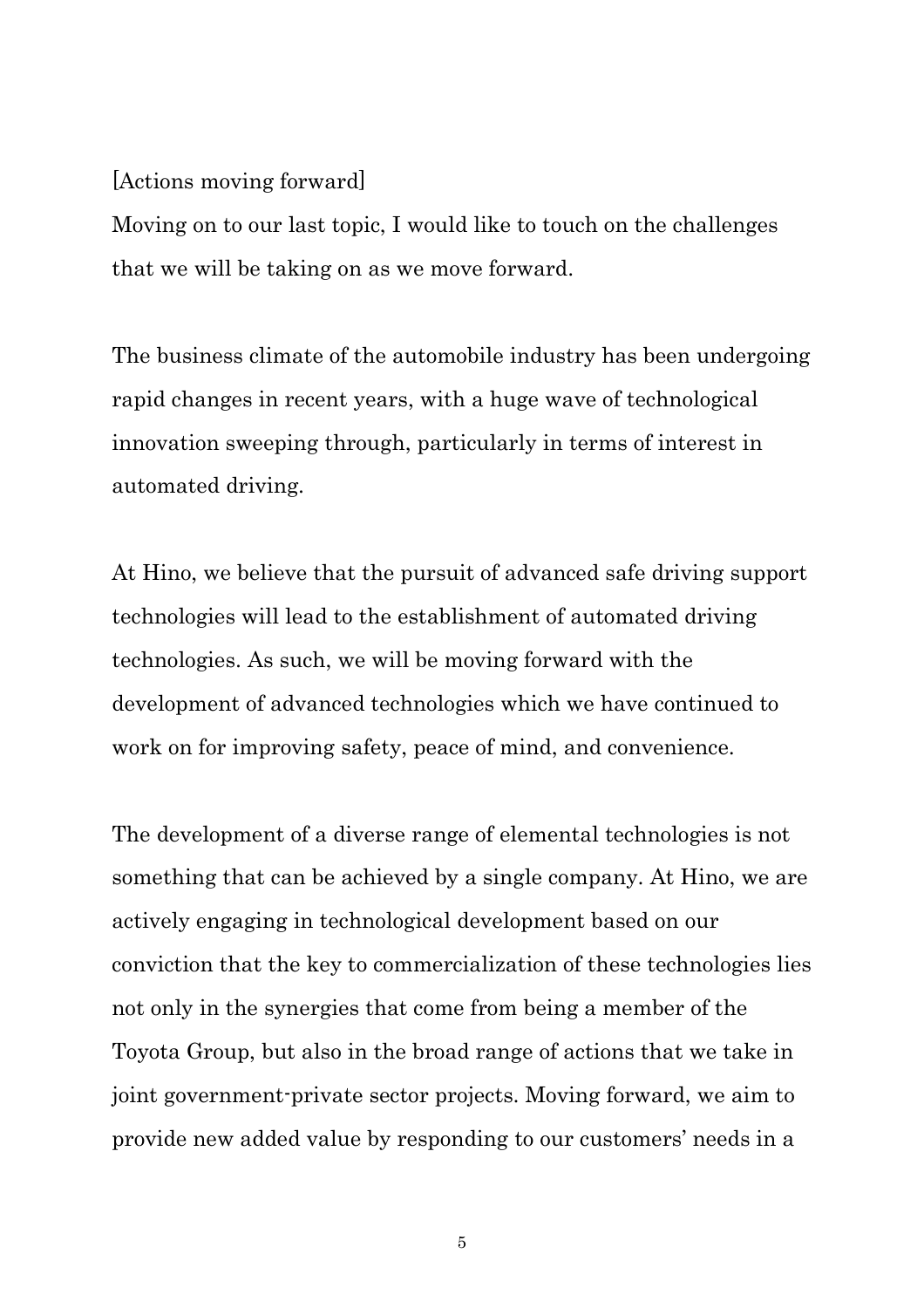[Actions moving forward]

Moving on to our last topic, I would like to touch on the challenges that we will be taking on as we move forward.

The business climate of the automobile industry has been undergoing rapid changes in recent years, with a huge wave of technological innovation sweeping through, particularly in terms of interest in automated driving.

At Hino, we believe that the pursuit of advanced safe driving support technologies will lead to the establishment of automated driving technologies. As such, we will be moving forward with the development of advanced technologies which we have continued to work on for improving safety, peace of mind, and convenience.

The development of a diverse range of elemental technologies is not something that can be achieved by a single company. At Hino, we are actively engaging in technological development based on our conviction that the key to commercialization of these technologies lies not only in the synergies that come from being a member of the Toyota Group, but also in the broad range of actions that we take in joint government-private sector projects. Moving forward, we aim to provide new added value by responding to our customers' needs in a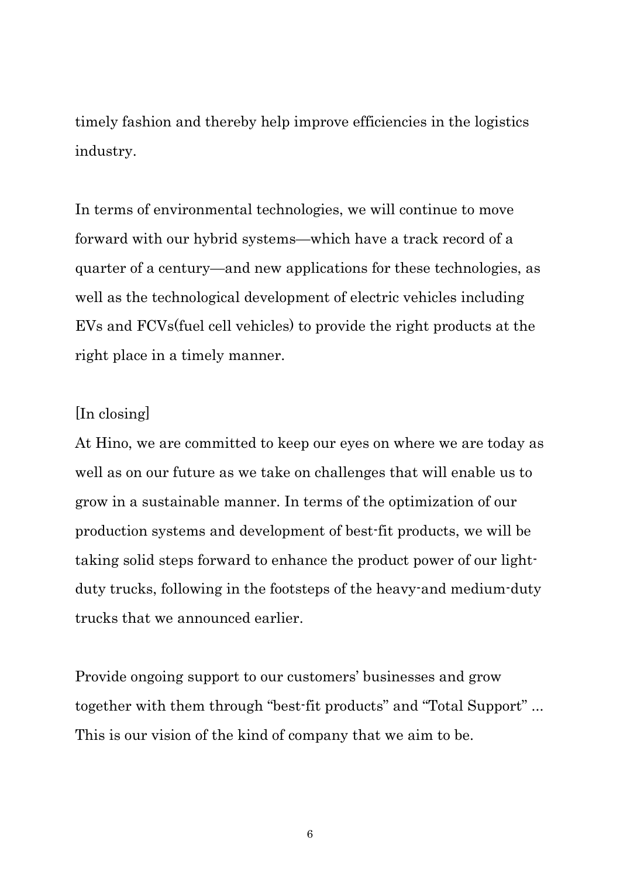timely fashion and thereby help improve efficiencies in the logistics industry.

In terms of environmental technologies, we will continue to move forward with our hybrid systems—which have a track record of a quarter of a century—and new applications for these technologies, as well as the technological development of electric vehicles including EVs and FCVs(fuel cell vehicles) to provide the right products at the right place in a timely manner.

[In closing]

At Hino, we are committed to keep our eyes on where we are today as well as on our future as we take on challenges that will enable us to grow in a sustainable manner. In terms of the optimization of our production systems and development of best-fit products, we will be taking solid steps forward to enhance the product power of our light-duty trucks, following in the footsteps of the heavy-and medium-duty trucks that we announced earlier.

Provide ongoing support to our customers' businesses and grow together with them through "best-fit products" and "Total Support" ... This is our vision of the kind of company that we aim to be.